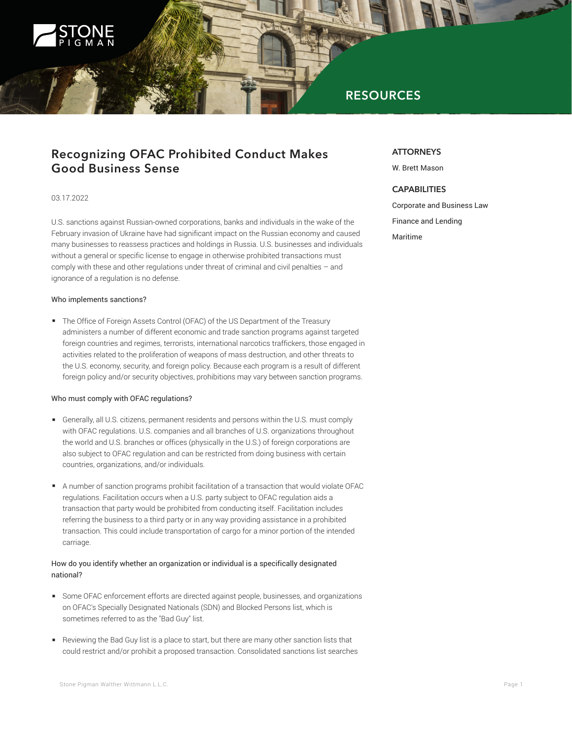RESOURCES

# Recognizing OFAC Prohibited Conduct Makes Good Business Sense

03.17.2022

U.S. sanctions against Russian-owned corporations, banks and individuals in the wake of the February invasion of Ukraine have had significant impact on the Russian economy and caused many businesses to reassess practices and holdings in Russia. U.S. businesses and individuals without a general or specific license to engage in otherwise prohibited transactions must comply with these and other regulations under threat of criminal and civil penalties – and ignorance of a regulation is no defense.

Who implements sanctions?

- The Office of Foreign Assets Control (OFAC) of the US Department of the Treasury administers a number of different economic and trade sanction programs against targeted foreign countries and regimes, terrorists, international narcotics traffickers, those engaged in activities related to the proliferation of weapons of mass destruction, and other threats to the U.S. economy, security, and foreign policy. Because each program is a result of different foreign policy and/or security objectives, prohibitions may vary between sanction programs.

Who must comply with OFAC regulations?

- Generally, all U.S. citizens, permanent residents and persons within the U.S. must comply with OFAC regulations. U.S. companies and all branches of U.S. organizations throughout the world and U.S. branches or offices (physically in the U.S.) of foreign corporations are also subject to OFAC regulation and can be restricted from doing business with certain countries, organizations, and/or individuals.
- A number of sanction programs prohibit facilitation of a transaction that would violate OFAC regulations. Facilitation occurs when a U.S. party subject to OFAC regulation aids a transaction that party would be prohibited from conducting itself. Facilitation includes referring the business to a third party or in any way providing assistance in a prohibited transaction. This could include transportation of cargo for a minor portion of the intended carriage.

How do you identify whether an organization or individual is a specifically designated national?

- Some OFAC enforcement efforts are directed against people, businesses, and organizations on OFAC's Specially Designated Nationals (SDN) and Blocked Persons list, which is sometimes referred to as the "Bad Guy" list.
- Reviewing the Bad Guy list is a place to start, but there are many other sanction lists that could restrict and/or prohibit a proposed transaction. Consolidated sanctions list searches

## ATTORNEYS

W. Brett Mason

## CAPABILITIES

Corporate and Business Law

Finance and Lending

Maritime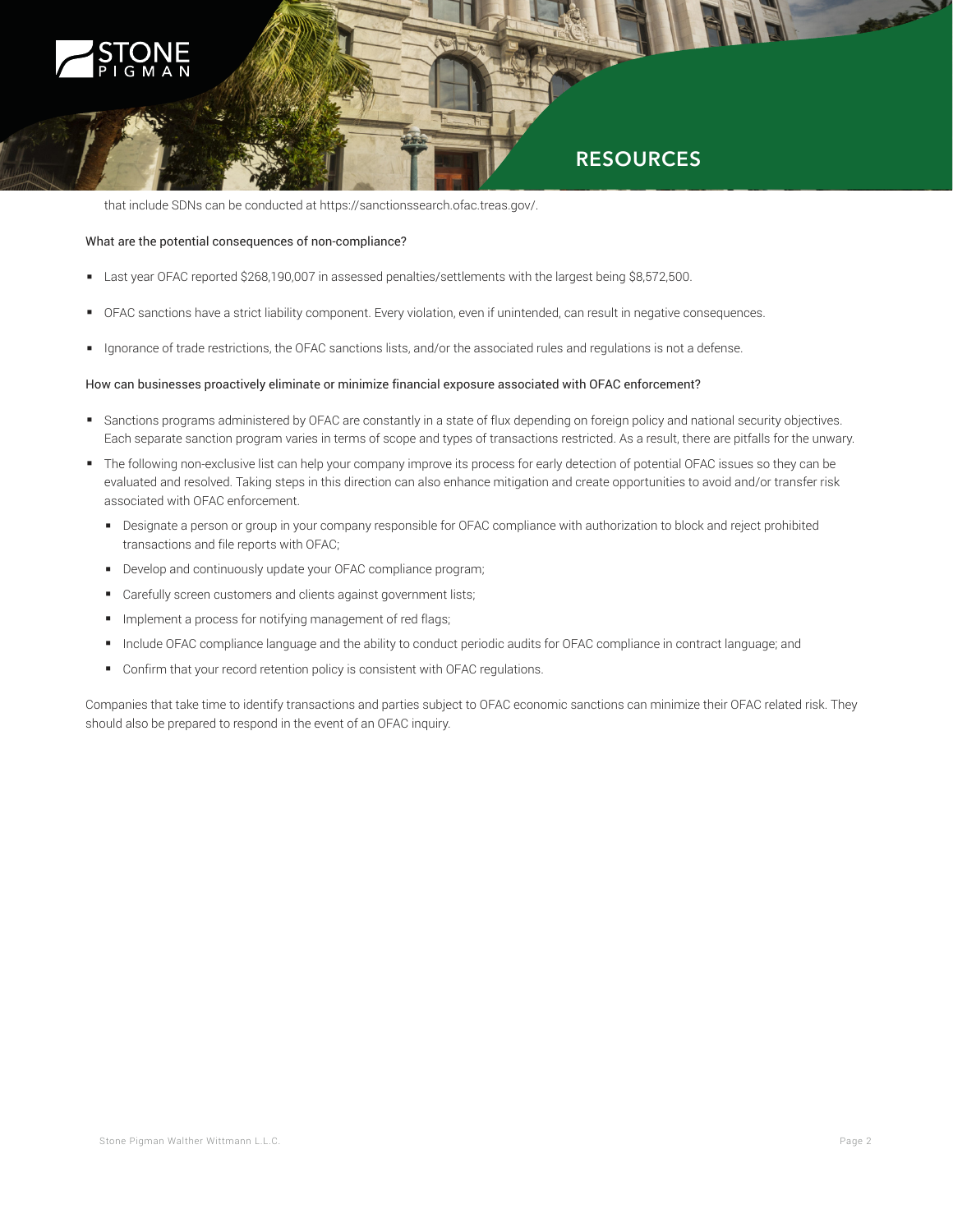that include SDNs can be conducted at https://sanctionssearch.ofac.treas.gov/.

What are the potential consequences of non-compliance?

- Last year OFAC reported $268,190,007 in assessed penalties/settlements with the largest being $8,572,500.
- OFAC sanctions have a strict liability component. Every violation, even if unintended, can result in negative consequences.
- Ignorance of trade restrictions, the OFAC sanctions lists, and/or the associated rules and regulations is not a defense.

How can businesses proactively eliminate or minimize financial exposure associated with OFAC enforcement?

- Sanctions programs administered by OFAC are constantly in a state of flux depending on foreign policy and national security objectives. Each separate sanction program varies in terms of scope and types of transactions restricted. As a result, there are pitfalls for the unwary.
- The following non-exclusive list can help your company improve its process for early detection of potential OFAC issues so they can be evaluated and resolved. Taking steps in this direction can also enhance mitigation and create opportunities to avoid and/or transfer risk associated with OFAC enforcement.
  - Designate a person or group in your company responsible for OFAC compliance with authorization to block and reject prohibited transactions and file reports with OFAC;
  - Develop and continuously update your OFAC compliance program;
  - Carefully screen customers and clients against government lists;
  - Implement a process for notifying management of red flags;
  - Include OFAC compliance language and the ability to conduct periodic audits for OFAC compliance in contract language; and
  - Confirm that your record retention policy is consistent with OFAC regulations.

Companies that take time to identify transactions and parties subject to OFAC economic sanctions can minimize their OFAC related risk. They should also be prepared to respond in the event of an OFAC inquiry.